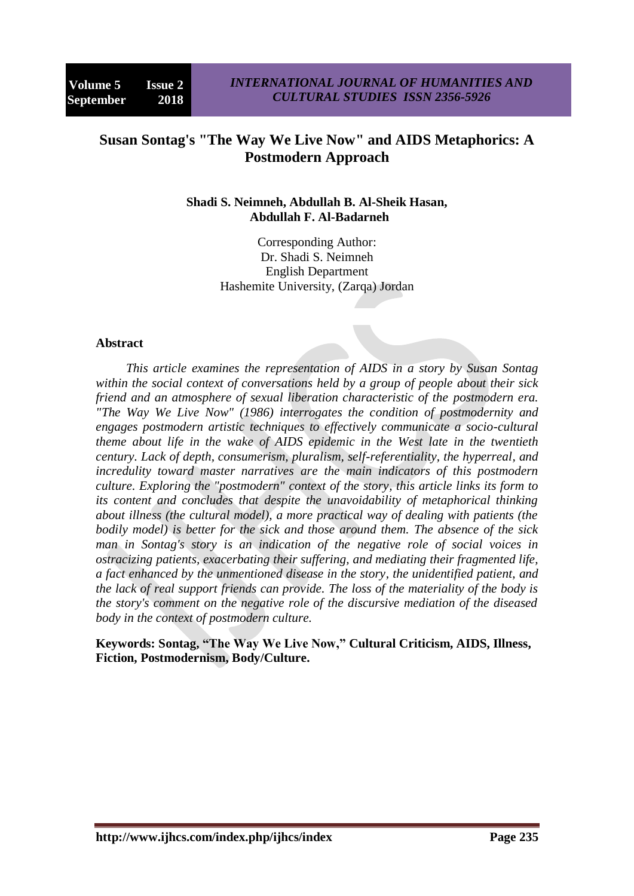# Susan Sontag's "The Way We Live Now" and AIDS Metaphorics: A Postmodern Approach

**Shadi S. Neimneh, Abdullah B. Al-Sheik Hasan, Abdullah F. Al-Badarneh**

Corresponding Author:
Dr. Shadi S. Neimneh
English Department
Hashemite University, (Zarqa) Jordan

## Abstract

*This article examines the representation of AIDS in a story by Susan Sontag within the social context of conversations held by a group of people about their sick friend and an atmosphere of sexual liberation characteristic of the postmodern era. "The Way We Live Now" (1986) interrogates the condition of postmodernity and engages postmodern artistic techniques to effectively communicate a socio-cultural theme about life in the wake of AIDS epidemic in the West late in the twentieth century. Lack of depth, consumerism, pluralism, self-referentiality, the hyperreal, and incredulity toward master narratives are the main indicators of this postmodern culture. Exploring the "postmodern" context of the story, this article links its form to its content and concludes that despite the unavoidability of metaphorical thinking about illness (the cultural model), a more practical way of dealing with patients (the bodily model) is better for the sick and those around them. The absence of the sick man in Sontag's story is an indication of the negative role of social voices in ostracizing patients, exacerbating their suffering, and mediating their fragmented life, a fact enhanced by the unmentioned disease in the story, the unidentified patient, and the lack of real support friends can provide. The loss of the materiality of the body is the story's comment on the negative role of the discursive mediation of the diseased body in the context of postmodern culture.*

**Keywords: Sontag, "The Way We Live Now," Cultural Criticism, AIDS, Illness, Fiction, Postmodernism, Body/Culture.**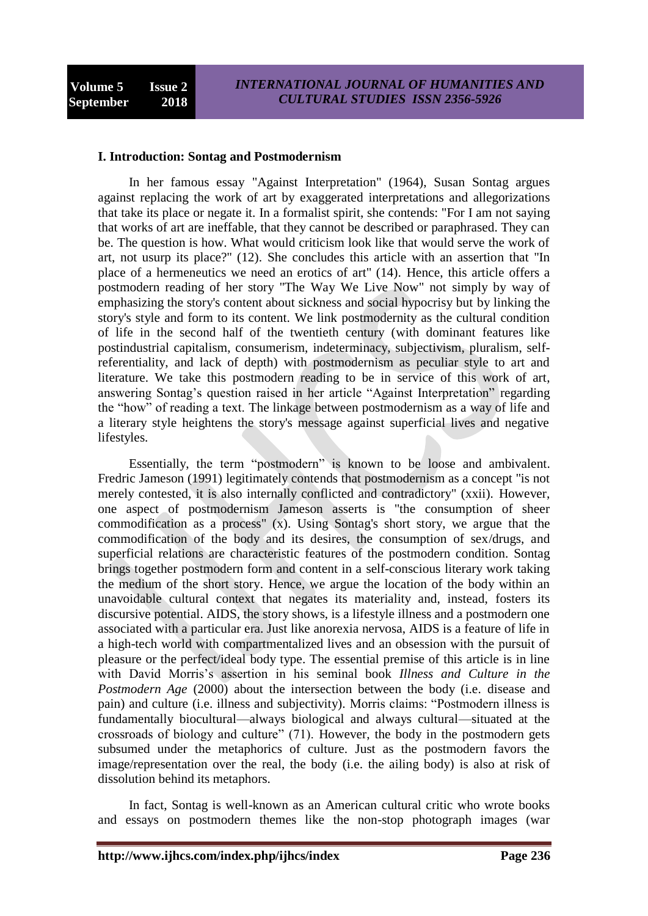## I. Introduction: Sontag and Postmodernism

In her famous essay "Against Interpretation" (1964), Susan Sontag argues against replacing the work of art by exaggerated interpretations and allegorizations that take its place or negate it. In a formalist spirit, she contends: "For I am not saying that works of art are ineffable, that they cannot be described or paraphrased. They can be. The question is how. What would criticism look like that would serve the work of art, not usurp its place?" (12). She concludes this article with an assertion that "In place of a hermeneutics we need an erotics of art" (14). Hence, this article offers a postmodern reading of her story "The Way We Live Now" not simply by way of emphasizing the story's content about sickness and social hypocrisy but by linking the story's style and form to its content. We link postmodernity as the cultural condition of life in the second half of the twentieth century (with dominant features like postindustrial capitalism, consumerism, indeterminacy, subjectivism, pluralism, self-referentiality, and lack of depth) with postmodernism as peculiar style to art and literature. We take this postmodern reading to be in service of this work of art, answering Sontag's question raised in her article "Against Interpretation" regarding the "how" of reading a text. The linkage between postmodernism as a way of life and a literary style heightens the story's message against superficial lives and negative lifestyles.

Essentially, the term "postmodern" is known to be loose and ambivalent. Fredric Jameson (1991) legitimately contends that postmodernism as a concept "is not merely contested, it is also internally conflicted and contradictory" (xxii). However, one aspect of postmodernism Jameson asserts is "the consumption of sheer commodification as a process" (x). Using Sontag's short story, we argue that the commodification of the body and its desires, the consumption of sex/drugs, and superficial relations are characteristic features of the postmodern condition. Sontag brings together postmodern form and content in a self-conscious literary work taking the medium of the short story. Hence, we argue the location of the body within an unavoidable cultural context that negates its materiality and, instead, fosters its discursive potential. AIDS, the story shows, is a lifestyle illness and a postmodern one associated with a particular era. Just like anorexia nervosa, AIDS is a feature of life in a high-tech world with compartmentalized lives and an obsession with the pursuit of pleasure or the perfect/ideal body type. The essential premise of this article is in line with David Morris's assertion in his seminal book *Illness and Culture in the Postmodern Age* (2000) about the intersection between the body (i.e. disease and pain) and culture (i.e. illness and subjectivity). Morris claims: "Postmodern illness is fundamentally biocultural—always biological and always cultural—situated at the crossroads of biology and culture" (71). However, the body in the postmodern gets subsumed under the metaphorics of culture. Just as the postmodern favors the image/representation over the real, the body (i.e. the ailing body) is also at risk of dissolution behind its metaphors.

In fact, Sontag is well-known as an American cultural critic who wrote books and essays on postmodern themes like the non-stop photograph images (war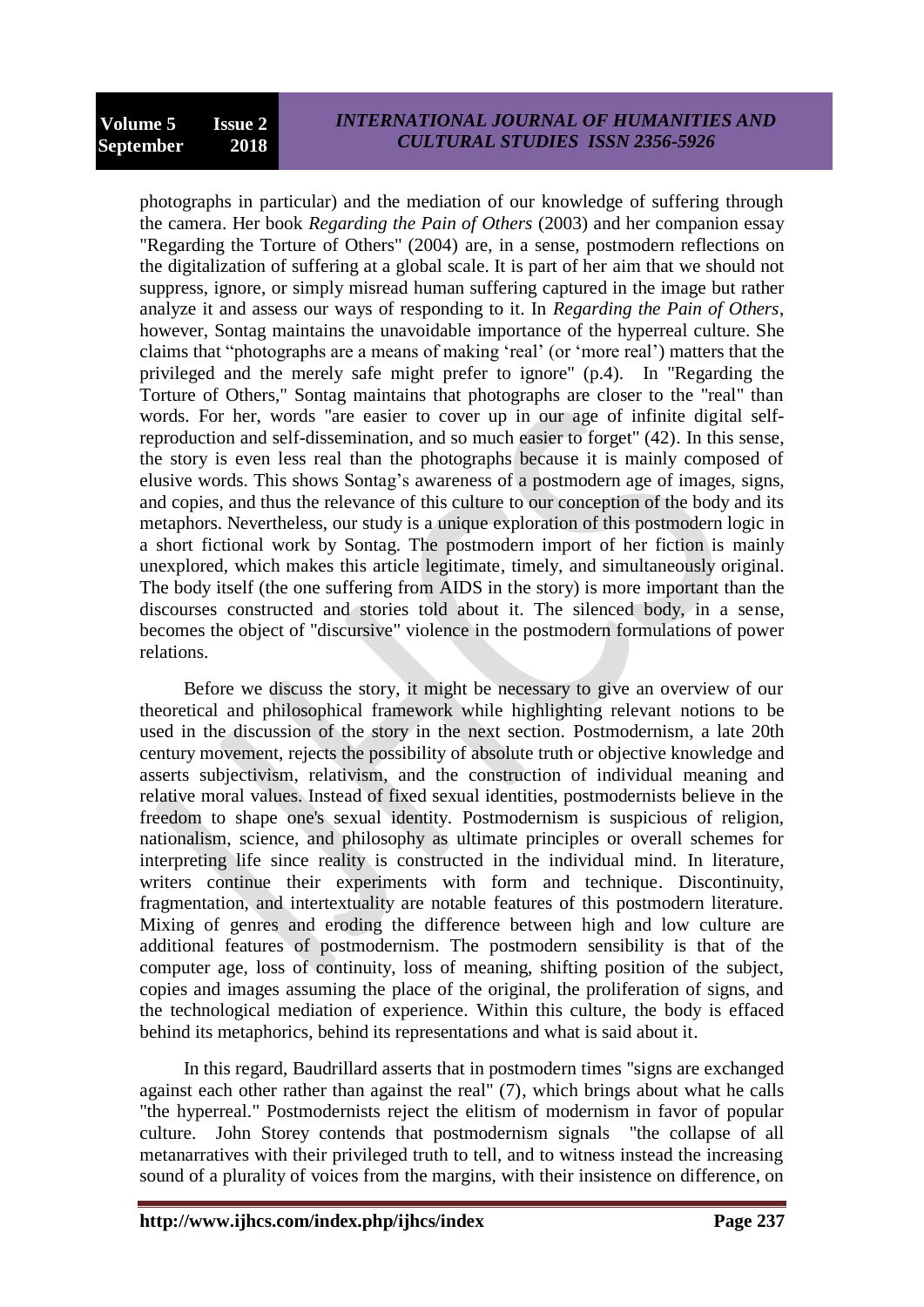photographs in particular) and the mediation of our knowledge of suffering through the camera. Her book *Regarding the Pain of Others* (2003) and her companion essay "Regarding the Torture of Others" (2004) are, in a sense, postmodern reflections on the digitalization of suffering at a global scale. It is part of her aim that we should not suppress, ignore, or simply misread human suffering captured in the image but rather analyze it and assess our ways of responding to it. In *Regarding the Pain of Others*, however, Sontag maintains the unavoidable importance of the hyperreal culture. She claims that "photographs are a means of making 'real' (or 'more real') matters that the privileged and the merely safe might prefer to ignore" (p.4). In "Regarding the Torture of Others," Sontag maintains that photographs are closer to the "real" than words. For her, words "are easier to cover up in our age of infinite digital self-reproduction and self-dissemination, and so much easier to forget" (42). In this sense, the story is even less real than the photographs because it is mainly composed of elusive words. This shows Sontag's awareness of a postmodern age of images, signs, and copies, and thus the relevance of this culture to our conception of the body and its metaphors. Nevertheless, our study is a unique exploration of this postmodern logic in a short fictional work by Sontag. The postmodern import of her fiction is mainly unexplored, which makes this article legitimate, timely, and simultaneously original. The body itself (the one suffering from AIDS in the story) is more important than the discourses constructed and stories told about it. The silenced body, in a sense, becomes the object of "discursive" violence in the postmodern formulations of power relations.

Before we discuss the story, it might be necessary to give an overview of our theoretical and philosophical framework while highlighting relevant notions to be used in the discussion of the story in the next section. Postmodernism, a late 20th century movement, rejects the possibility of absolute truth or objective knowledge and asserts subjectivism, relativism, and the construction of individual meaning and relative moral values. Instead of fixed sexual identities, postmodernists believe in the freedom to shape one's sexual identity. Postmodernism is suspicious of religion, nationalism, science, and philosophy as ultimate principles or overall schemes for interpreting life since reality is constructed in the individual mind. In literature, writers continue their experiments with form and technique. Discontinuity, fragmentation, and intertextuality are notable features of this postmodern literature. Mixing of genres and eroding the difference between high and low culture are additional features of postmodernism. The postmodern sensibility is that of the computer age, loss of continuity, loss of meaning, shifting position of the subject, copies and images assuming the place of the original, the proliferation of signs, and the technological mediation of experience. Within this culture, the body is effaced behind its metaphorics, behind its representations and what is said about it.

In this regard, Baudrillard asserts that in postmodern times "signs are exchanged against each other rather than against the real" (7), which brings about what he calls "the hyperreal." Postmodernists reject the elitism of modernism in favor of popular culture. John Storey contends that postmodernism signals "the collapse of all metanarratives with their privileged truth to tell, and to witness instead the increasing sound of a plurality of voices from the margins, with their insistence on difference, on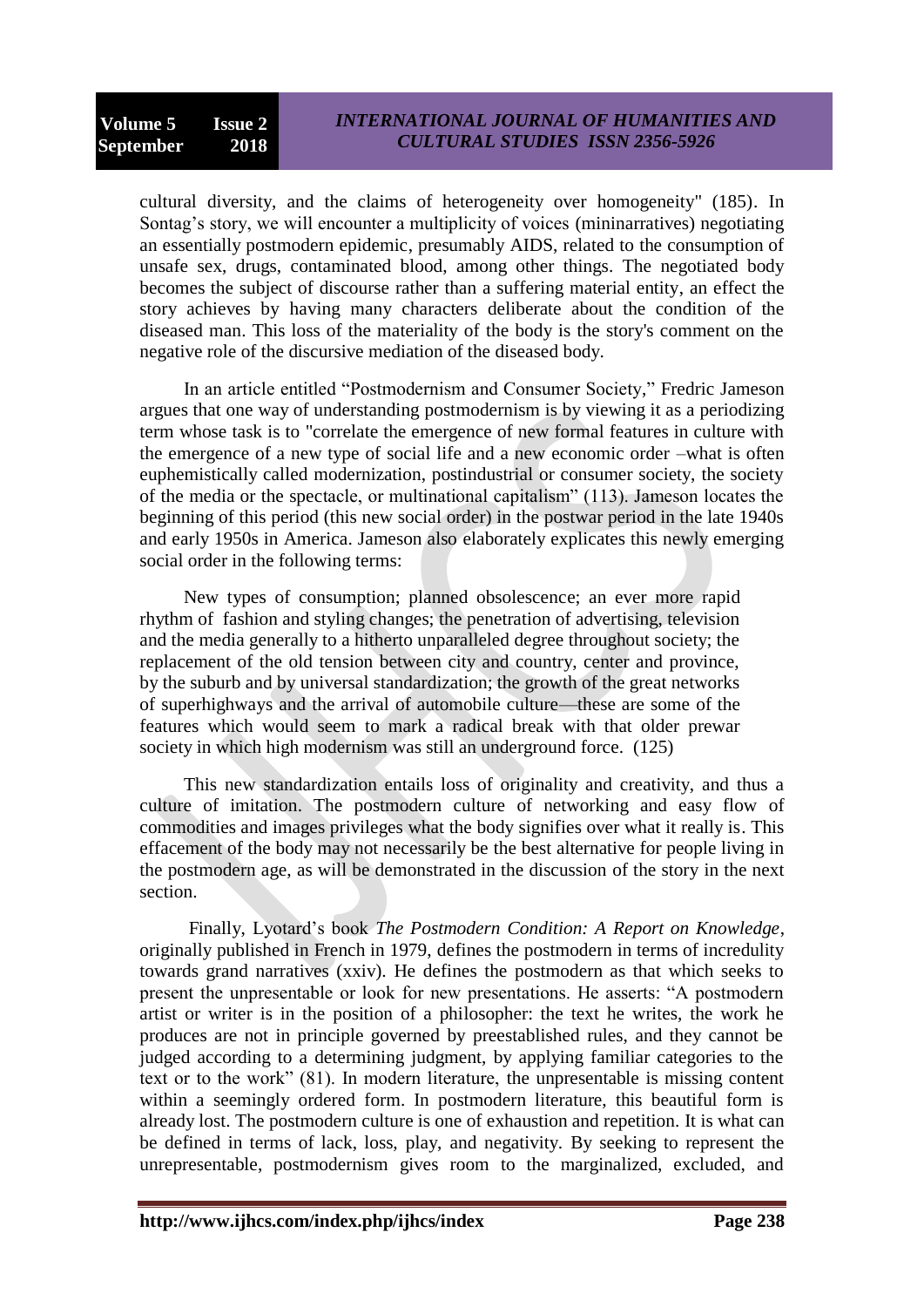cultural diversity, and the claims of heterogeneity over homogeneity" (185). In Sontag's story, we will encounter a multiplicity of voices (mininarratives) negotiating an essentially postmodern epidemic, presumably AIDS, related to the consumption of unsafe sex, drugs, contaminated blood, among other things. The negotiated body becomes the subject of discourse rather than a suffering material entity, an effect the story achieves by having many characters deliberate about the condition of the diseased man. This loss of the materiality of the body is the story's comment on the negative role of the discursive mediation of the diseased body.

In an article entitled "Postmodernism and Consumer Society," Fredric Jameson argues that one way of understanding postmodernism is by viewing it as a periodizing term whose task is to "correlate the emergence of new formal features in culture with the emergence of a new type of social life and a new economic order –what is often euphemistically called modernization, postindustrial or consumer society, the society of the media or the spectacle, or multinational capitalism" (113). Jameson locates the beginning of this period (this new social order) in the postwar period in the late 1940s and early 1950s in America. Jameson also elaborately explicates this newly emerging social order in the following terms:

> New types of consumption; planned obsolescence; an ever more rapid rhythm of fashion and styling changes; the penetration of advertising, television and the media generally to a hitherto unparalleled degree throughout society; the replacement of the old tension between city and country, center and province, by the suburb and by universal standardization; the growth of the great networks of superhighways and the arrival of automobile culture—these are some of the features which would seem to mark a radical break with that older prewar society in which high modernism was still an underground force. (125)

This new standardization entails loss of originality and creativity, and thus a culture of imitation. The postmodern culture of networking and easy flow of commodities and images privileges what the body signifies over what it really is. This effacement of the body may not necessarily be the best alternative for people living in the postmodern age, as will be demonstrated in the discussion of the story in the next section.

Finally, Lyotard's book *The Postmodern Condition: A Report on Knowledge*, originally published in French in 1979, defines the postmodern in terms of incredulity towards grand narratives (xxiv). He defines the postmodern as that which seeks to present the unpresentable or look for new presentations. He asserts: "A postmodern artist or writer is in the position of a philosopher: the text he writes, the work he produces are not in principle governed by preestablished rules, and they cannot be judged according to a determining judgment, by applying familiar categories to the text or to the work" (81). In modern literature, the unpresentable is missing content within a seemingly ordered form. In postmodern literature, this beautiful form is already lost. The postmodern culture is one of exhaustion and repetition. It is what can be defined in terms of lack, loss, play, and negativity. By seeking to represent the unrepresentable, postmodernism gives room to the marginalized, excluded, and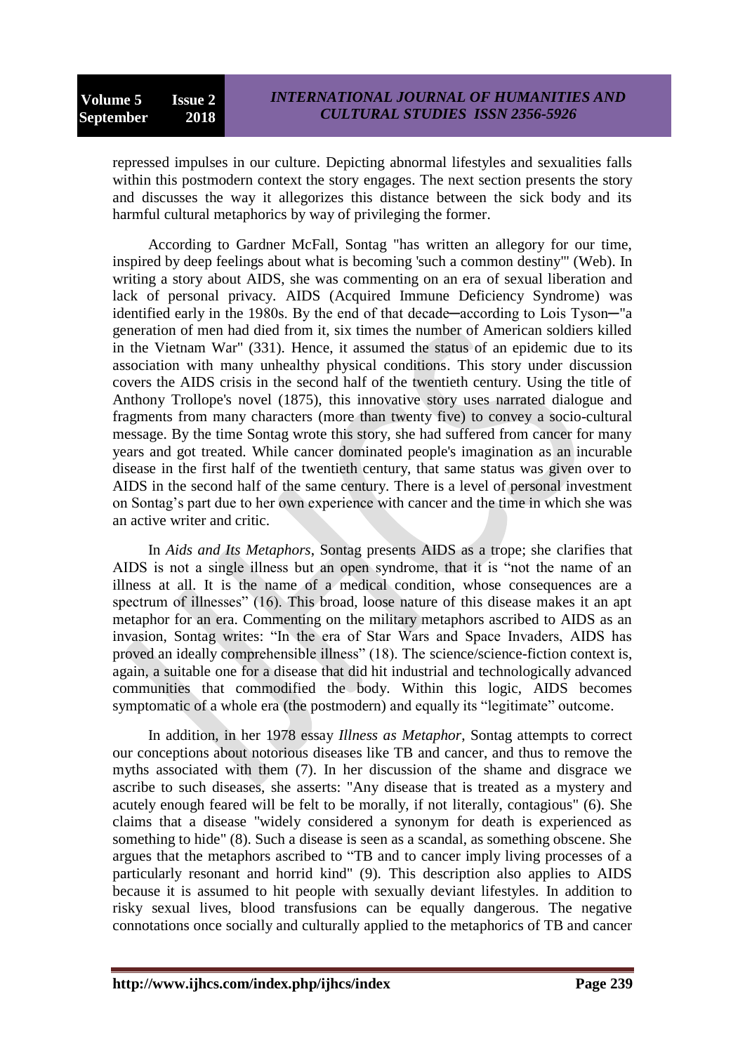repressed impulses in our culture. Depicting abnormal lifestyles and sexualities falls within this postmodern context the story engages. The next section presents the story and discusses the way it allegorizes this distance between the sick body and its harmful cultural metaphorics by way of privileging the former.

According to Gardner McFall, Sontag "has written an allegory for our time, inspired by deep feelings about what is becoming 'such a common destiny'" (Web). In writing a story about AIDS, she was commenting on an era of sexual liberation and lack of personal privacy. AIDS (Acquired Immune Deficiency Syndrome) was identified early in the 1980s. By the end of that decade─according to Lois Tyson─"a generation of men had died from it, six times the number of American soldiers killed in the Vietnam War" (331). Hence, it assumed the status of an epidemic due to its association with many unhealthy physical conditions. This story under discussion covers the AIDS crisis in the second half of the twentieth century. Using the title of Anthony Trollope's novel (1875), this innovative story uses narrated dialogue and fragments from many characters (more than twenty five) to convey a socio-cultural message. By the time Sontag wrote this story, she had suffered from cancer for many years and got treated. While cancer dominated people's imagination as an incurable disease in the first half of the twentieth century, that same status was given over to AIDS in the second half of the same century. There is a level of personal investment on Sontag's part due to her own experience with cancer and the time in which she was an active writer and critic.

In *Aids and Its Metaphors*, Sontag presents AIDS as a trope; she clarifies that AIDS is not a single illness but an open syndrome, that it is "not the name of an illness at all. It is the name of a medical condition, whose consequences are a spectrum of illnesses" (16). This broad, loose nature of this disease makes it an apt metaphor for an era. Commenting on the military metaphors ascribed to AIDS as an invasion, Sontag writes: "In the era of Star Wars and Space Invaders, AIDS has proved an ideally comprehensible illness" (18). The science/science-fiction context is, again, a suitable one for a disease that did hit industrial and technologically advanced communities that commodified the body. Within this logic, AIDS becomes symptomatic of a whole era (the postmodern) and equally its "legitimate" outcome.

In addition, in her 1978 essay *Illness as Metaphor*, Sontag attempts to correct our conceptions about notorious diseases like TB and cancer, and thus to remove the myths associated with them (7). In her discussion of the shame and disgrace we ascribe to such diseases, she asserts: "Any disease that is treated as a mystery and acutely enough feared will be felt to be morally, if not literally, contagious" (6). She claims that a disease "widely considered a synonym for death is experienced as something to hide" (8). Such a disease is seen as a scandal, as something obscene. She argues that the metaphors ascribed to "TB and to cancer imply living processes of a particularly resonant and horrid kind" (9). This description also applies to AIDS because it is assumed to hit people with sexually deviant lifestyles. In addition to risky sexual lives, blood transfusions can be equally dangerous. The negative connotations once socially and culturally applied to the metaphorics of TB and cancer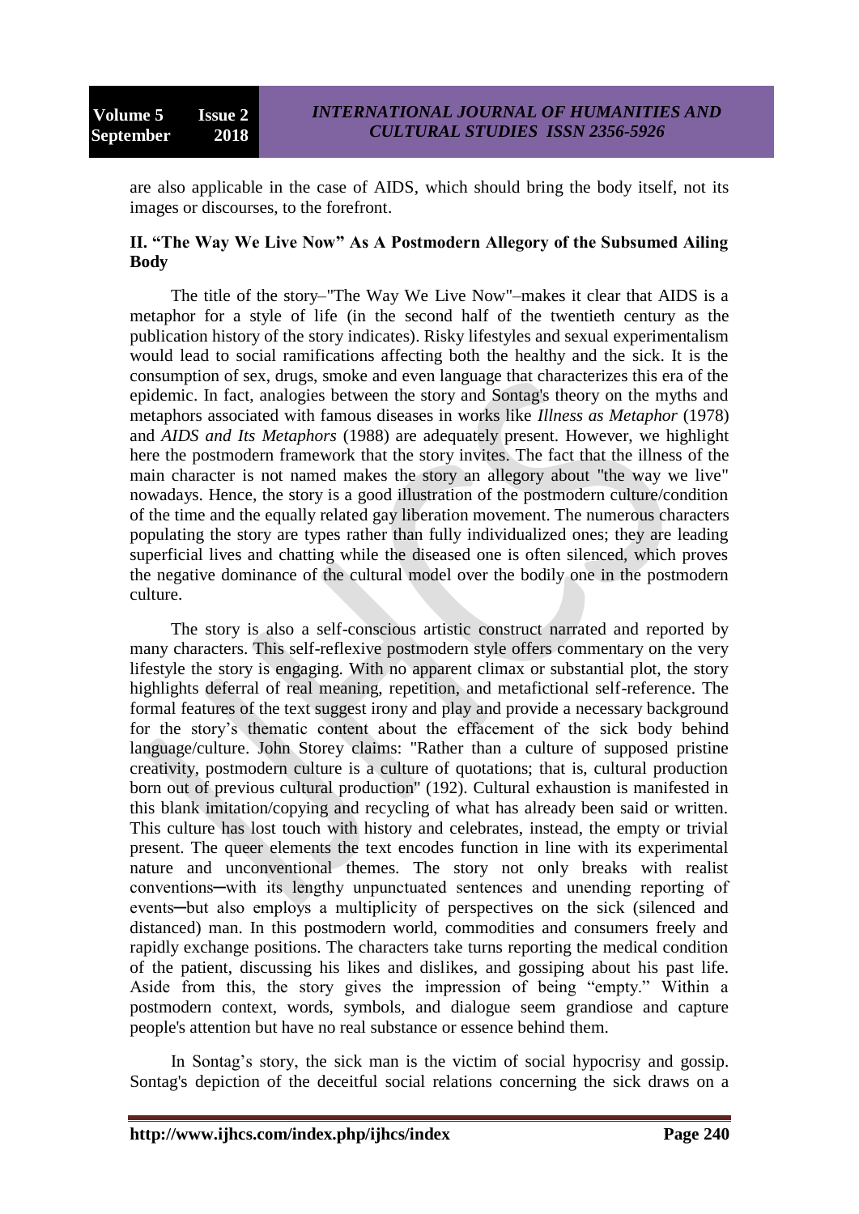are also applicable in the case of AIDS, which should bring the body itself, not its images or discourses, to the forefront.

## II. "The Way We Live Now" As A Postmodern Allegory of the Subsumed Ailing Body

The title of the story–"The Way We Live Now"–makes it clear that AIDS is a metaphor for a style of life (in the second half of the twentieth century as the publication history of the story indicates). Risky lifestyles and sexual experimentalism would lead to social ramifications affecting both the healthy and the sick. It is the consumption of sex, drugs, smoke and even language that characterizes this era of the epidemic. In fact, analogies between the story and Sontag's theory on the myths and metaphors associated with famous diseases in works like *Illness as Metaphor* (1978) and *AIDS and Its Metaphors* (1988) are adequately present. However, we highlight here the postmodern framework that the story invites. The fact that the illness of the main character is not named makes the story an allegory about "the way we live" nowadays. Hence, the story is a good illustration of the postmodern culture/condition of the time and the equally related gay liberation movement. The numerous characters populating the story are types rather than fully individualized ones; they are leading superficial lives and chatting while the diseased one is often silenced, which proves the negative dominance of the cultural model over the bodily one in the postmodern culture.

The story is also a self-conscious artistic construct narrated and reported by many characters. This self-reflexive postmodern style offers commentary on the very lifestyle the story is engaging. With no apparent climax or substantial plot, the story highlights deferral of real meaning, repetition, and metafictional self-reference. The formal features of the text suggest irony and play and provide a necessary background for the story's thematic content about the effacement of the sick body behind language/culture. John Storey claims: "Rather than a culture of supposed pristine creativity, postmodern culture is a culture of quotations; that is, cultural production born out of previous cultural production" (192). Cultural exhaustion is manifested in this blank imitation/copying and recycling of what has already been said or written. This culture has lost touch with history and celebrates, instead, the empty or trivial present. The queer elements the text encodes function in line with its experimental nature and unconventional themes. The story not only breaks with realist conventions─with its lengthy unpunctuated sentences and unending reporting of events─but also employs a multiplicity of perspectives on the sick (silenced and distanced) man. In this postmodern world, commodities and consumers freely and rapidly exchange positions. The characters take turns reporting the medical condition of the patient, discussing his likes and dislikes, and gossiping about his past life. Aside from this, the story gives the impression of being "empty." Within a postmodern context, words, symbols, and dialogue seem grandiose and capture people's attention but have no real substance or essence behind them.

In Sontag's story, the sick man is the victim of social hypocrisy and gossip. Sontag's depiction of the deceitful social relations concerning the sick draws on a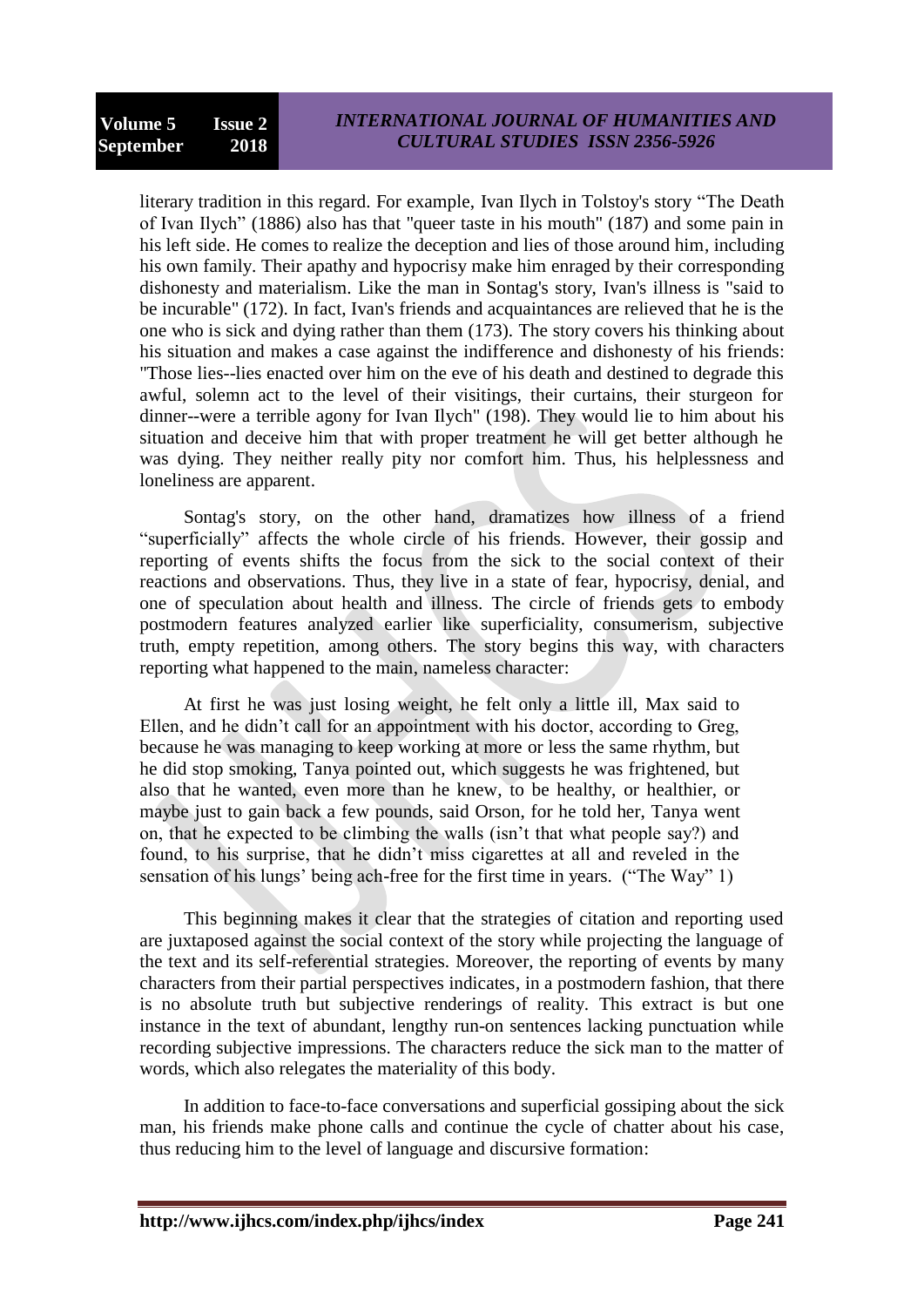literary tradition in this regard. For example, Ivan Ilych in Tolstoy's story "The Death of Ivan Ilych" (1886) also has that "queer taste in his mouth" (187) and some pain in his left side. He comes to realize the deception and lies of those around him, including his own family. Their apathy and hypocrisy make him enraged by their corresponding dishonesty and materialism. Like the man in Sontag's story, Ivan's illness is "said to be incurable" (172). In fact, Ivan's friends and acquaintances are relieved that he is the one who is sick and dying rather than them (173). The story covers his thinking about his situation and makes a case against the indifference and dishonesty of his friends: "Those lies--lies enacted over him on the eve of his death and destined to degrade this awful, solemn act to the level of their visitings, their curtains, their sturgeon for dinner--were a terrible agony for Ivan Ilych" (198). They would lie to him about his situation and deceive him that with proper treatment he will get better although he was dying. They neither really pity nor comfort him. Thus, his helplessness and loneliness are apparent.

Sontag's story, on the other hand, dramatizes how illness of a friend "superficially" affects the whole circle of his friends. However, their gossip and reporting of events shifts the focus from the sick to the social context of their reactions and observations. Thus, they live in a state of fear, hypocrisy, denial, and one of speculation about health and illness. The circle of friends gets to embody postmodern features analyzed earlier like superficiality, consumerism, subjective truth, empty repetition, among others. The story begins this way, with characters reporting what happened to the main, nameless character:

> At first he was just losing weight, he felt only a little ill, Max said to Ellen, and he didn't call for an appointment with his doctor, according to Greg, because he was managing to keep working at more or less the same rhythm, but he did stop smoking, Tanya pointed out, which suggests he was frightened, but also that he wanted, even more than he knew, to be healthy, or healthier, or maybe just to gain back a few pounds, said Orson, for he told her, Tanya went on, that he expected to be climbing the walls (isn't that what people say?) and found, to his surprise, that he didn't miss cigarettes at all and reveled in the sensation of his lungs' being ach-free for the first time in years. ("The Way" 1)

This beginning makes it clear that the strategies of citation and reporting used are juxtaposed against the social context of the story while projecting the language of the text and its self-referential strategies. Moreover, the reporting of events by many characters from their partial perspectives indicates, in a postmodern fashion, that there is no absolute truth but subjective renderings of reality. This extract is but one instance in the text of abundant, lengthy run-on sentences lacking punctuation while recording subjective impressions. The characters reduce the sick man to the matter of words, which also relegates the materiality of this body.

In addition to face-to-face conversations and superficial gossiping about the sick man, his friends make phone calls and continue the cycle of chatter about his case, thus reducing him to the level of language and discursive formation: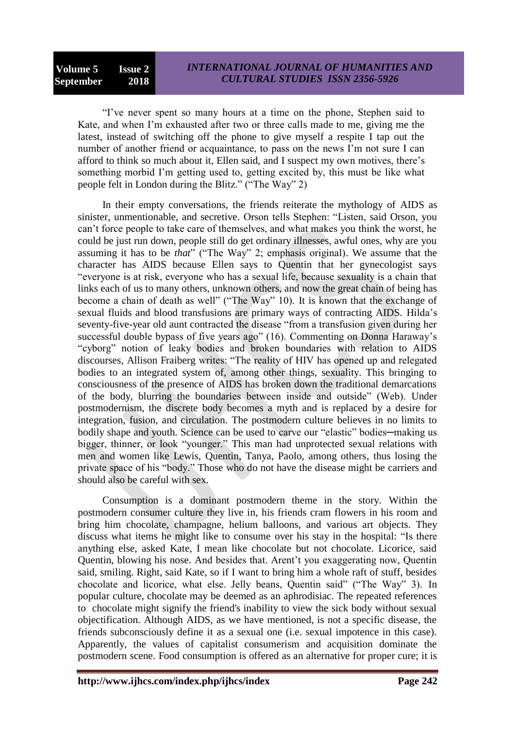"I've never spent so many hours at a time on the phone, Stephen said to Kate, and when I'm exhausted after two or three calls made to me, giving me the latest, instead of switching off the phone to give myself a respite I tap out the number of another friend or acquaintance, to pass on the news I'm not sure I can afford to think so much about it, Ellen said, and I suspect my own motives, there's something morbid I'm getting used to, getting excited by, this must be like what people felt in London during the Blitz." ("The Way" 2)

In their empty conversations, the friends reiterate the mythology of AIDS as sinister, unmentionable, and secretive. Orson tells Stephen: "Listen, said Orson, you can't force people to take care of themselves, and what makes you think the worst, he could be just run down, people still do get ordinary illnesses, awful ones, why are you assuming it has to be *that*" ("The Way" 2; emphasis original). We assume that the character has AIDS because Ellen says to Quentin that her gynecologist says "everyone is at risk, everyone who has a sexual life, because sexuality is a chain that links each of us to many others, unknown others, and now the great chain of being has become a chain of death as well" ("The Way" 10). It is known that the exchange of sexual fluids and blood transfusions are primary ways of contracting AIDS. Hilda's seventy-five-year old aunt contracted the disease "from a transfusion given during her successful double bypass of five years ago" (16). Commenting on Donna Haraway's "cyborg" notion of leaky bodies and broken boundaries with relation to AIDS discourses, Allison Fraiberg writes: "The reality of HIV has opened up and relegated bodies to an integrated system of, among other things, sexuality. This bringing to consciousness of the presence of AIDS has broken down the traditional demarcations of the body, blurring the boundaries between inside and outside" (Web). Under postmodernism, the discrete body becomes a myth and is replaced by a desire for integration, fusion, and circulation. The postmodern culture believes in no limits to bodily shape and youth. Science can be used to carve our "elastic" bodies─making us bigger, thinner, or look "younger." This man had unprotected sexual relations with men and women like Lewis, Quentin, Tanya, Paolo, among others, thus losing the private space of his "body." Those who do not have the disease might be carriers and should also be careful with sex.

Consumption is a dominant postmodern theme in the story. Within the postmodern consumer culture they live in, his friends cram flowers in his room and bring him chocolate, champagne, helium balloons, and various art objects. They discuss what items he might like to consume over his stay in the hospital: "Is there anything else, asked Kate, I mean like chocolate but not chocolate. Licorice, said Quentin, blowing his nose. And besides that. Arent't you exaggerating now, Quentin said, smiling. Right, said Kate, so if I want to bring him a whole raft of stuff, besides chocolate and licorice, what else. Jelly beans, Quentin said" ("The Way" 3). In popular culture, chocolate may be deemed as an aphrodisiac. The repeated references to chocolate might signify the friend's inability to view the sick body without sexual objectification. Although AIDS, as we have mentioned, is not a specific disease, the friends subconsciously define it as a sexual one (i.e. sexual impotence in this case). Apparently, the values of capitalist consumerism and acquisition dominate the postmodern scene. Food consumption is offered as an alternative for proper cure; it is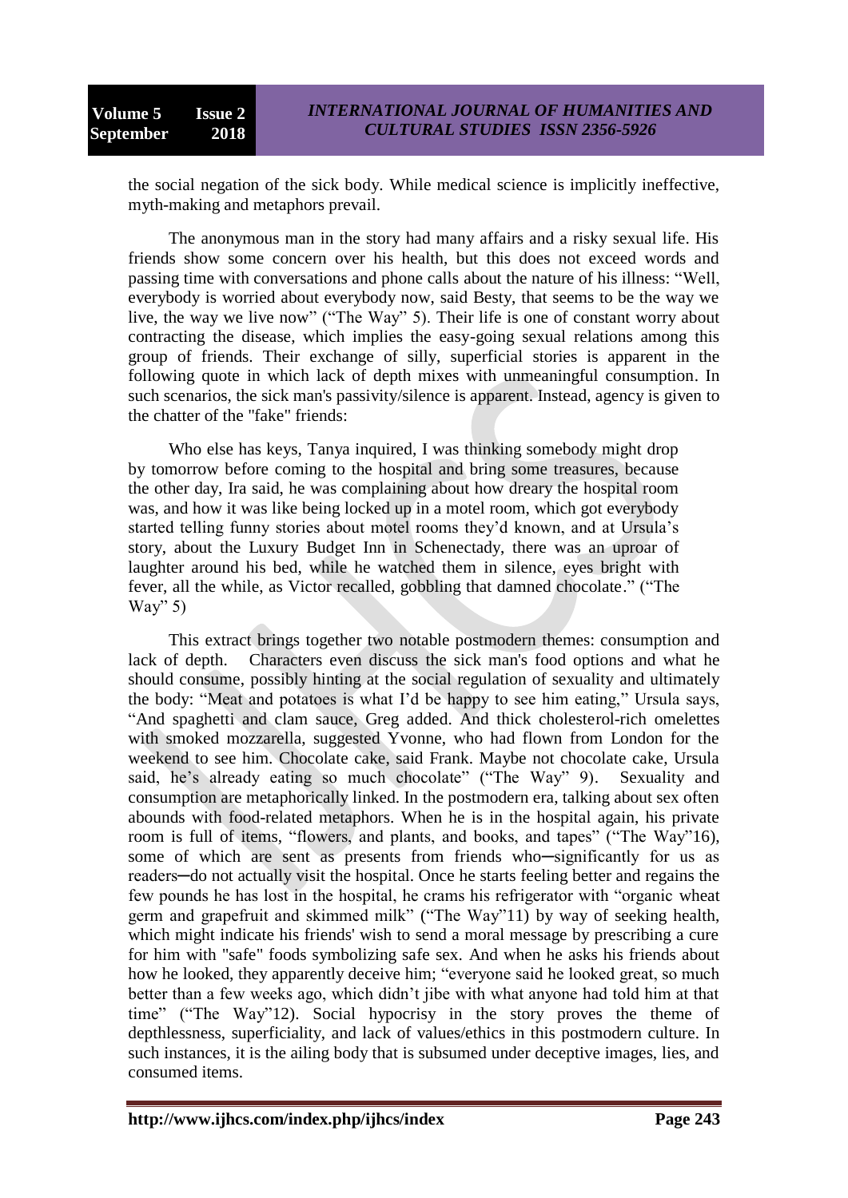the social negation of the sick body. While medical science is implicitly ineffective, myth-making and metaphors prevail.

The anonymous man in the story had many affairs and a risky sexual life. His friends show some concern over his health, but this does not exceed words and passing time with conversations and phone calls about the nature of his illness: "Well, everybody is worried about everybody now, said Besty, that seems to be the way we live, the way we live now" ("The Way" 5). Their life is one of constant worry about contracting the disease, which implies the easy-going sexual relations among this group of friends. Their exchange of silly, superficial stories is apparent in the following quote in which lack of depth mixes with unmeaningful consumption. In such scenarios, the sick man's passivity/silence is apparent. Instead, agency is given to the chatter of the "fake" friends:

> Who else has keys, Tanya inquired, I was thinking somebody might drop by tomorrow before coming to the hospital and bring some treasures, because the other day, Ira said, he was complaining about how dreary the hospital room was, and how it was like being locked up in a motel room, which got everybody started telling funny stories about motel rooms they'd known, and at Ursula's story, about the Luxury Budget Inn in Schenectady, there was an uproar of laughter around his bed, while he watched them in silence, eyes bright with fever, all the while, as Victor recalled, gobbling that damned chocolate." ("The Way" 5)

This extract brings together two notable postmodern themes: consumption and lack of depth. Characters even discuss the sick man's food options and what he should consume, possibly hinting at the social regulation of sexuality and ultimately the body: "Meat and potatoes is what I'd be happy to see him eating," Ursula says, "And spaghetti and clam sauce, Greg added. And thick cholesterol-rich omelettes with smoked mozzarella, suggested Yvonne, who had flown from London for the weekend to see him. Chocolate cake, said Frank. Maybe not chocolate cake, Ursula said, he's already eating so much chocolate" ("The Way" 9). Sexuality and consumption are metaphorically linked. In the postmodern era, talking about sex often abounds with food-related metaphors. When he is in the hospital again, his private room is full of items, "flowers, and plants, and books, and tapes" ("The Way"16), some of which are sent as presents from friends who─significantly for us as readers─do not actually visit the hospital. Once he starts feeling better and regains the few pounds he has lost in the hospital, he crams his refrigerator with "organic wheat germ and grapefruit and skimmed milk" ("The Way"11) by way of seeking health, which might indicate his friends' wish to send a moral message by prescribing a cure for him with "safe" foods symbolizing safe sex. And when he asks his friends about how he looked, they apparently deceive him; "everyone said he looked great, so much better than a few weeks ago, which didn't jibe with what anyone had told him at that time" ("The Way"12). Social hypocrisy in the story proves the theme of depthlessness, superficiality, and lack of values/ethics in this postmodern culture. In such instances, it is the ailing body that is subsumed under deceptive images, lies, and consumed items.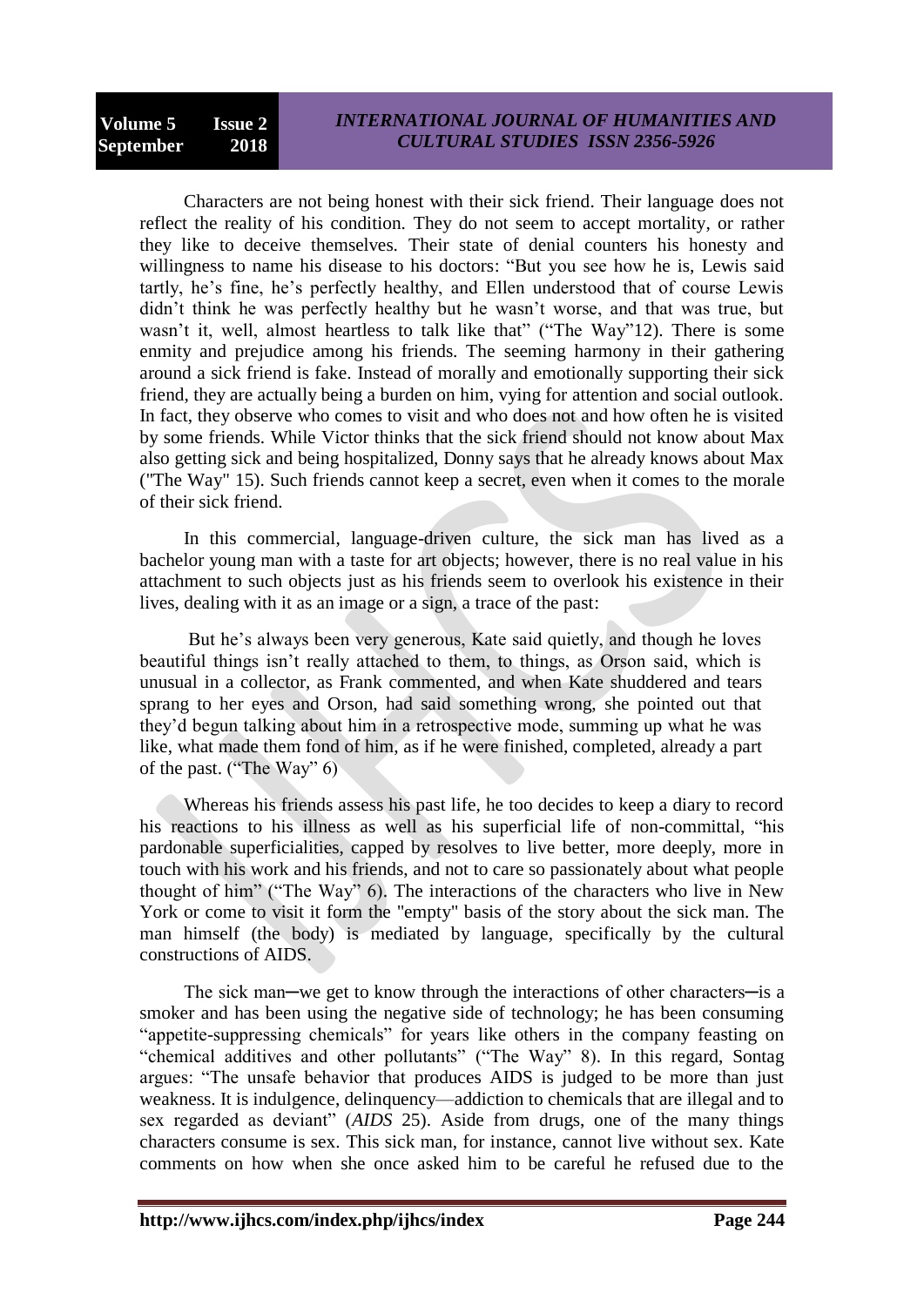Characters are not being honest with their sick friend. Their language does not reflect the reality of his condition. They do not seem to accept mortality, or rather they like to deceive themselves. Their state of denial counters his honesty and willingness to name his disease to his doctors: "But you see how he is, Lewis said tartly, he's fine, he's perfectly healthy, and Ellen understood that of course Lewis didn't think he was perfectly healthy but he wasn't worse, and that was true, but wasn't it, well, almost heartless to talk like that" ("The Way"12). There is some enmity and prejudice among his friends. The seeming harmony in their gathering around a sick friend is fake. Instead of morally and emotionally supporting their sick friend, they are actually being a burden on him, vying for attention and social outlook. In fact, they observe who comes to visit and who does not and how often he is visited by some friends. While Victor thinks that the sick friend should not know about Max also getting sick and being hospitalized, Donny says that he already knows about Max ("The Way" 15). Such friends cannot keep a secret, even when it comes to the morale of their sick friend.

In this commercial, language-driven culture, the sick man has lived as a bachelor young man with a taste for art objects; however, there is no real value in his attachment to such objects just as his friends seem to overlook his existence in their lives, dealing with it as an image or a sign, a trace of the past:

> But he's always been very generous, Kate said quietly, and though he loves beautiful things isn't really attached to them, to things, as Orson said, which is unusual in a collector, as Frank commented, and when Kate shuddered and tears sprang to her eyes and Orson, had said something wrong, she pointed out that they'd begun talking about him in a retrospective mode, summing up what he was like, what made them fond of him, as if he were finished, completed, already a part of the past. ("The Way" 6)

Whereas his friends assess his past life, he too decides to keep a diary to record his reactions to his illness as well as his superficial life of non-committal, "his pardonable superficialities, capped by resolves to live better, more deeply, more in touch with his work and his friends, and not to care so passionately about what people thought of him" ("The Way" 6). The interactions of the characters who live in New York or come to visit it form the "empty" basis of the story about the sick man. The man himself (the body) is mediated by language, specifically by the cultural constructions of AIDS.

The sick man─we get to know through the interactions of other characters─is a smoker and has been using the negative side of technology; he has been consuming "appetite-suppressing chemicals" for years like others in the company feasting on "chemical additives and other pollutants" ("The Way" 8). In this regard, Sontag argues: "The unsafe behavior that produces AIDS is judged to be more than just weakness. It is indulgence, delinquency—addiction to chemicals that are illegal and to sex regarded as deviant" (*AIDS* 25). Aside from drugs, one of the many things characters consume is sex. This sick man, for instance, cannot live without sex. Kate comments on how when she once asked him to be careful he refused due to the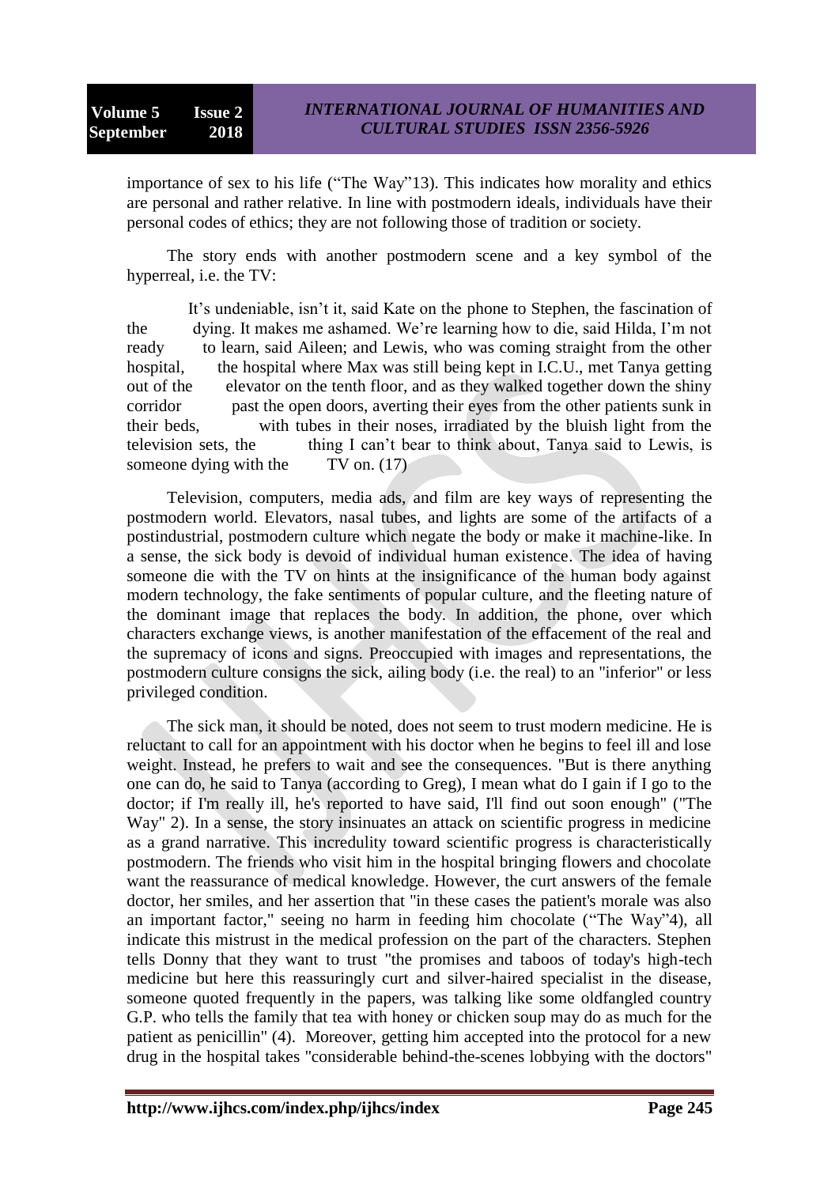importance of sex to his life ("The Way"13). This indicates how morality and ethics are personal and rather relative. In line with postmodern ideals, individuals have their personal codes of ethics; they are not following those of tradition or society.

The story ends with another postmodern scene and a key symbol of the hyperreal, i.e. the TV:

> It's undeniable, isn't it, said Kate on the phone to Stephen, the fascination of the dying. It makes me ashamed. We're learning how to die, said Hilda, I'm not ready to learn, said Aileen; and Lewis, who was coming straight from the other hospital, the hospital where Max was still being kept in I.C.U., met Tanya getting out of the elevator on the tenth floor, and as they walked together down the shiny corridor past the open doors, averting their eyes from the other patients sunk in their beds, with tubes in their noses, irradiated by the bluish light from the television sets, the thing I can't bear to think about, Tanya said to Lewis, is someone dying with the TV on. (17)

Television, computers, media ads, and film are key ways of representing the postmodern world. Elevators, nasal tubes, and lights are some of the artifacts of a postindustrial, postmodern culture which negate the body or make it machine-like. In a sense, the sick body is devoid of individual human existence. The idea of having someone die with the TV on hints at the insignificance of the human body against modern technology, the fake sentiments of popular culture, and the fleeting nature of the dominant image that replaces the body. In addition, the phone, over which characters exchange views, is another manifestation of the effacement of the real and the supremacy of icons and signs. Preoccupied with images and representations, the postmodern culture consigns the sick, ailing body (i.e. the real) to an "inferior" or less privileged condition.

The sick man, it should be noted, does not seem to trust modern medicine. He is reluctant to call for an appointment with his doctor when he begins to feel ill and lose weight. Instead, he prefers to wait and see the consequences. "But is there anything one can do, he said to Tanya (according to Greg), I mean what do I gain if I go to the doctor; if I'm really ill, he's reported to have said, I'll find out soon enough" ("The Way" 2). In a sense, the story insinuates an attack on scientific progress in medicine as a grand narrative. This incredulity toward scientific progress is characteristically postmodern. The friends who visit him in the hospital bringing flowers and chocolate want the reassurance of medical knowledge. However, the curt answers of the female doctor, her smiles, and her assertion that "in these cases the patient's morale was also an important factor," seeing no harm in feeding him chocolate ("The Way"4), all indicate this mistrust in the medical profession on the part of the characters. Stephen tells Donny that they want to trust "the promises and taboos of today's high-tech medicine but here this reassuringly curt and silver-haired specialist in the disease, someone quoted frequently in the papers, was talking like some oldfangled country G.P. who tells the family that tea with honey or chicken soup may do as much for the patient as penicillin" (4). Moreover, getting him accepted into the protocol for a new drug in the hospital takes "considerable behind-the-scenes lobbying with the doctors"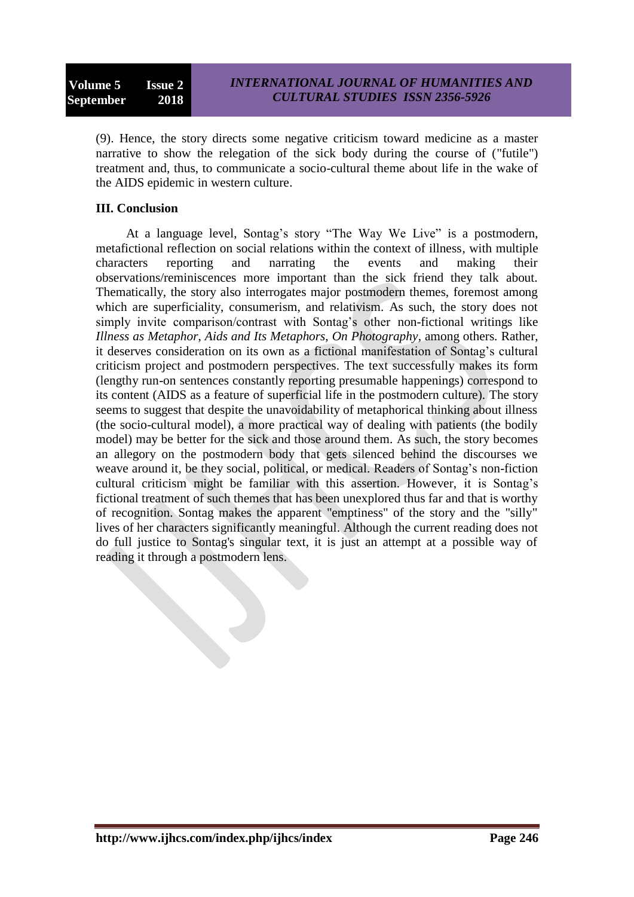(9). Hence, the story directs some negative criticism toward medicine as a master narrative to show the relegation of the sick body during the course of ("futile") treatment and, thus, to communicate a socio-cultural theme about life in the wake of the AIDS epidemic in western culture.

### III. Conclusion

At a language level, Sontag's story "The Way We Live" is a postmodern, metafictional reflection on social relations within the context of illness, with multiple characters reporting and narrating the events and making their observations/reminiscences more important than the sick friend they talk about. Thematically, the story also interrogates major postmodern themes, foremost among which are superficiality, consumerism, and relativism. As such, the story does not simply invite comparison/contrast with Sontag's other non-fictional writings like *Illness as Metaphor*, *Aids and Its Metaphors*, *On Photography*, among others. Rather, it deserves consideration on its own as a fictional manifestation of Sontag's cultural criticism project and postmodern perspectives. The text successfully makes its form (lengthy run-on sentences constantly reporting presumable happenings) correspond to its content (AIDS as a feature of superficial life in the postmodern culture). The story seems to suggest that despite the unavoidability of metaphorical thinking about illness (the socio-cultural model), a more practical way of dealing with patients (the bodily model) may be better for the sick and those around them. As such, the story becomes an allegory on the postmodern body that gets silenced behind the discourses we weave around it, be they social, political, or medical. Readers of Sontag's non-fiction cultural criticism might be familiar with this assertion. However, it is Sontag's fictional treatment of such themes that has been unexplored thus far and that is worthy of recognition. Sontag makes the apparent "emptiness" of the story and the "silly" lives of her characters significantly meaningful. Although the current reading does not do full justice to Sontag's singular text, it is just an attempt at a possible way of reading it through a postmodern lens.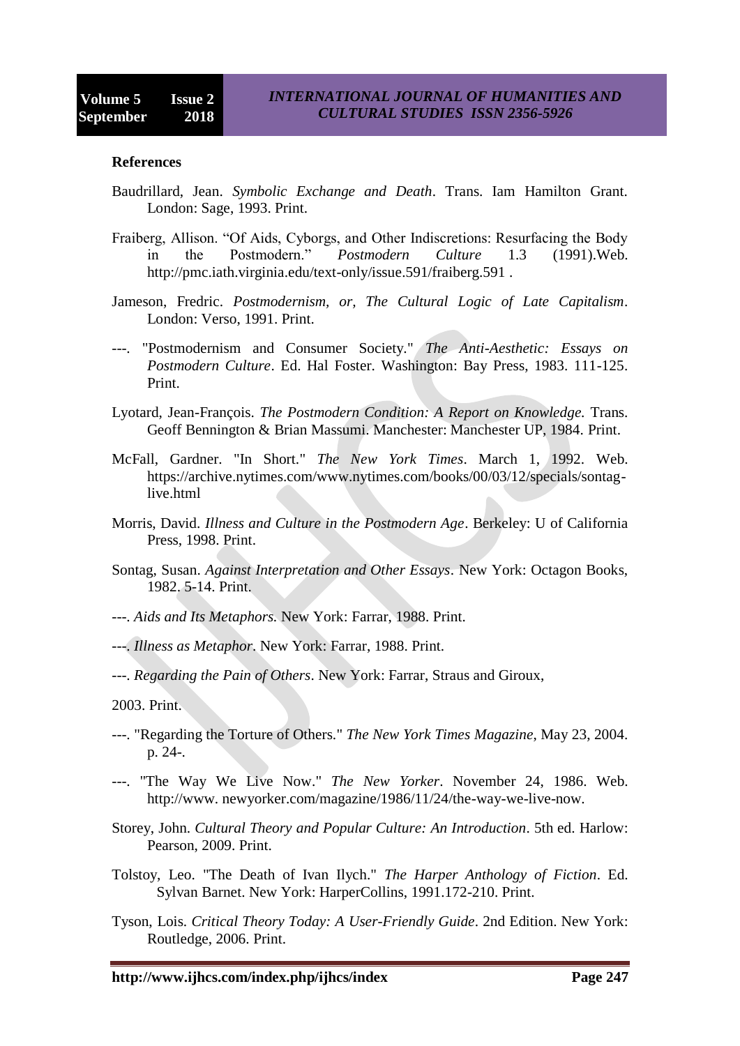**References**

Baudrillard, Jean. *Symbolic Exchange and Death*. Trans. Iam Hamilton Grant. London: Sage, 1993. Print.

Fraiberg, Allison. "Of Aids, Cyborgs, and Other Indiscretions: Resurfacing the Body in the Postmodern." *Postmodern Culture* 1.3 (1991).Web. http://pmc.iath.virginia.edu/text-only/issue.591/fraiberg.591 .

Jameson, Fredric. *Postmodernism, or, The Cultural Logic of Late Capitalism*. London: Verso, 1991. Print.

---. "Postmodernism and Consumer Society." *The Anti-Aesthetic: Essays on Postmodern Culture*. Ed. Hal Foster. Washington: Bay Press, 1983. 111-125. Print.

Lyotard, Jean-François. *The Postmodern Condition: A Report on Knowledge.* Trans. Geoff Bennington & Brian Massumi. Manchester: Manchester UP, 1984. Print.

McFall, Gardner. "In Short." *The New York Times*. March 1, 1992. Web. https://archive.nytimes.com/www.nytimes.com/books/00/03/12/specials/sontag-live.html

Morris, David. *Illness and Culture in the Postmodern Age*. Berkeley: U of California Press, 1998. Print.

Sontag, Susan. *Against Interpretation and Other Essays*. New York: Octagon Books, 1982. 5-14. Print.

---. *Aids and Its Metaphors.* New York: Farrar, 1988. Print.

---. *Illness as Metaphor*. New York: Farrar, 1988. Print.

---. *Regarding the Pain of Others*. New York: Farrar, Straus and Giroux,

2003. Print.

---. "Regarding the Torture of Others." *The New York Times Magazine*, May 23, 2004. p. 24-.

---. "The Way We Live Now." *The New Yorker*. November 24, 1986. Web. http://www. newyorker.com/magazine/1986/11/24/the-way-we-live-now.

Storey, John. *Cultural Theory and Popular Culture: An Introduction*. 5th ed. Harlow: Pearson, 2009. Print.

Tolstoy, Leo. "The Death of Ivan Ilych." *The Harper Anthology of Fiction*. Ed. Sylvan Barnet. New York: HarperCollins, 1991.172-210. Print.

Tyson, Lois. *Critical Theory Today: A User-Friendly Guide*. 2nd Edition. New York: Routledge, 2006. Print.